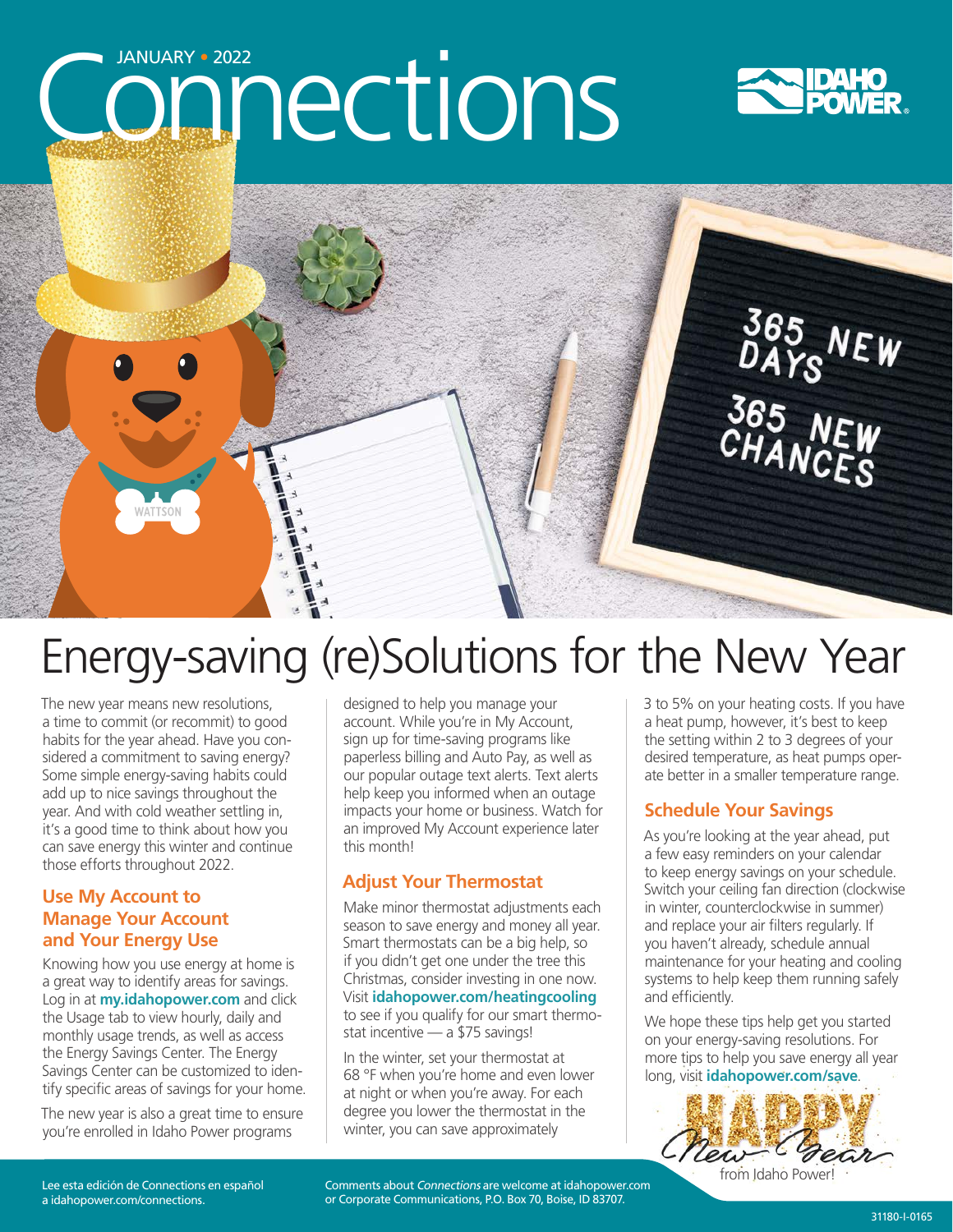JANUARY • 2022

# Connections

# Energy-saving (re)Solutions for the New Year

The new year means new resolutions, a time to commit (or recommit) to good habits for the year ahead. Have you considered a commitment to saving energy? Some simple energy-saving habits could add up to nice savings throughout the year. And with cold weather settling in, it's a good time to think about how you can save energy this winter and continue those efforts throughout 2022.

## Use My Account to Manage Your Account and Your Energy Use

Knowing how you use energy at home is a great way to identify areas for savings. Log in at **my.idahopower.com** and click the Usage tab to view hourly, daily and monthly usage trends, as well as access the Energy Savings Center. The Energy Savings Center can be customized to identify specific areas of savings for your home.

The new year is also a great time to ensure you're enrolled in Idaho Power programs designed to help you manage your account. While you're in My Account, sign up for time-saving programs like paperless billing and Auto Pay, as well as our popular outage text alerts. Text alerts help keep you informed when an outage impacts your home or business. Watch for an improved My Account experience later this month!

## Adjust Your Thermostat

Make minor thermostat adjustments each season to save energy and money all year. Smart thermostats can be a big help, so if you didn't get one under the tree this Christmas, consider investing in one now. Visit **idahopower.com/heatingcooling** to see if you qualify for our smart thermostat incentive — a $75 savings!

In the winter, set your thermostat at 68 °F when you're home and even lower at night or when you're away. For each degree you lower the thermostat in the winter, you can save approximately 3 to 5% on your heating costs. If you have a heat pump, however, it's best to keep the setting within 2 to 3 degrees of your desired temperature, as heat pumps operate better in a smaller temperature range.

## Schedule Your Savings

As you're looking at the year ahead, put a few easy reminders on your calendar to keep energy savings on your schedule. Switch your ceiling fan direction (clockwise in winter, counterclockwise in summer) and replace your air filters regularly. If you haven't already, schedule annual maintenance for your heating and cooling systems to help keep them running safely and efficiently.

We hope these tips help get you started on your energy-saving resolutions. For more tips to help you save energy all year long, visit **idahopower.com/save**.

HAPPY New Year from Idaho Power!

Lee esta edición de Connections en español a idahopower.com/connections.

Comments about *Connections* are welcome at idahopower.com or Corporate Communications, P.O. Box 70, Boise, ID 83707.

31180-I-0165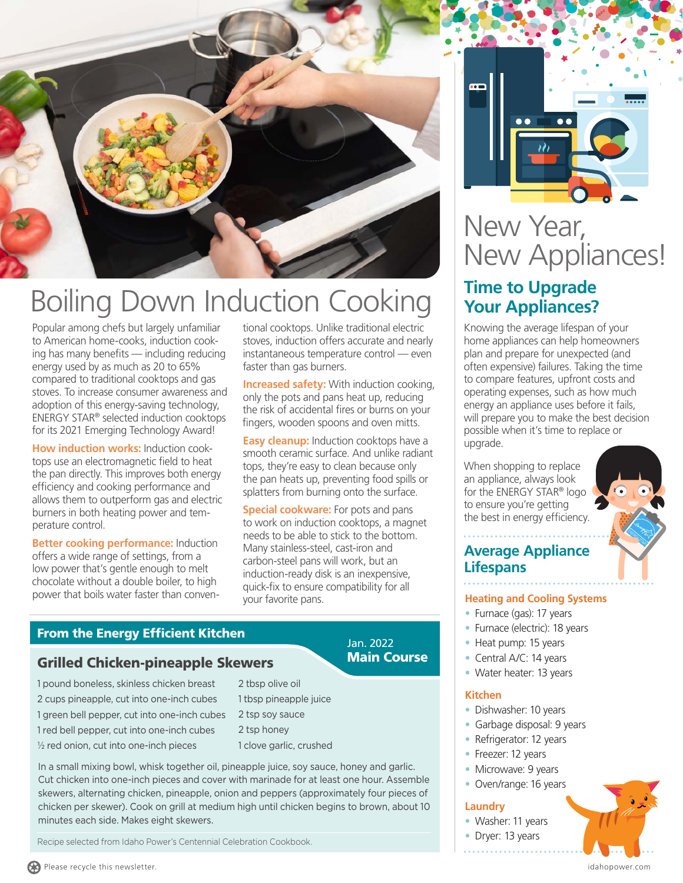# Boiling Down Induction Cooking

Popular among chefs but largely unfamiliar to American home-cooks, induction cooking has many benefits — including reducing energy used by as much as 20 to 65% compared to traditional cooktops and gas stoves. To increase consumer awareness and adoption of this energy-saving technology, ENERGY STAR® selected induction cooktops for its 2021 Emerging Technology Award!

**How induction works:** Induction cooktops use an electromagnetic field to heat the pan directly. This improves both energy efficiency and cooking performance and allows them to outperform gas and electric burners in both heating power and temperature control.

**Better cooking performance:** Induction offers a wide range of settings, from a low power that's gentle enough to melt chocolate without a double boiler, to high power that boils water faster than conventional cooktops. Unlike traditional electric stoves, induction offers accurate and nearly instantaneous temperature control — even faster than gas burners.

**Increased safety:** With induction cooking, only the pots and pans heat up, reducing the risk of accidental fires or burns on your fingers, wooden spoons and oven mitts.

**Easy cleanup:** Induction cooktops have a smooth ceramic surface. And unlike radiant tops, they're easy to clean because only the pan heats up, preventing food spills or splatters from burning onto the surface.

**Special cookware:** For pots and pans to work on induction cooktops, a magnet needs to be able to stick to the bottom. Many stainless-steel, cast-iron and carbon-steel pans will work, but an induction-ready disk is an inexpensive, quick-fix to ensure compatibility for all your favorite pans.

## From the Energy Efficient Kitchen

Jan. 2022

**Main Course**

### Grilled Chicken-pineapple Skewers

- 1 pound boneless, skinless chicken breast
- 2 cups pineapple, cut into one-inch cubes
- 1 green bell pepper, cut into one-inch cubes
- 1 red bell pepper, cut into one-inch cubes
- ½ red onion, cut into one-inch pieces
- 2 tbsp olive oil
- 1 tbsp pineapple juice
- 2 tsp soy sauce
- 2 tsp honey
- 1 clove garlic, crushed

In a small mixing bowl, whisk together oil, pineapple juice, soy sauce, honey and garlic. Cut chicken into one-inch pieces and cover with marinade for at least one hour. Assemble skewers, alternating chicken, pineapple, onion and peppers (approximately four pieces of chicken per skewer). Cook on grill at medium high until chicken begins to brown, about 10 minutes each side. Makes eight skewers.

Recipe selected from Idaho Power's Centennial Celebration Cookbook.

# New Year, New Appliances!

## Time to Upgrade Your Appliances?

Knowing the average lifespan of your home appliances can help homeowners plan and prepare for unexpected (and often expensive) failures. Taking the time to compare features, upfront costs and operating expenses, such as how much energy an appliance uses before it fails, will prepare you to make the best decision possible when it's time to replace or upgrade.

When shopping to replace an appliance, always look for the ENERGY STAR® logo to ensure you're getting the best in energy efficiency.

## Average Appliance Lifespans

### Heating and Cooling Systems

- Furnace (gas): 17 years
- Furnace (electric): 18 years
- Heat pump: 15 years
- Central A/C: 14 years
- Water heater: 13 years

### Kitchen

- Dishwasher: 10 years
- Garbage disposal: 9 years
- Refrigerator: 12 years
- Freezer: 12 years
- Microwave: 9 years
- Oven/range: 16 years

### Laundry

- Washer: 11 years
- Dryer: 13 years

Please recycle this newsletter.

idahopower.com